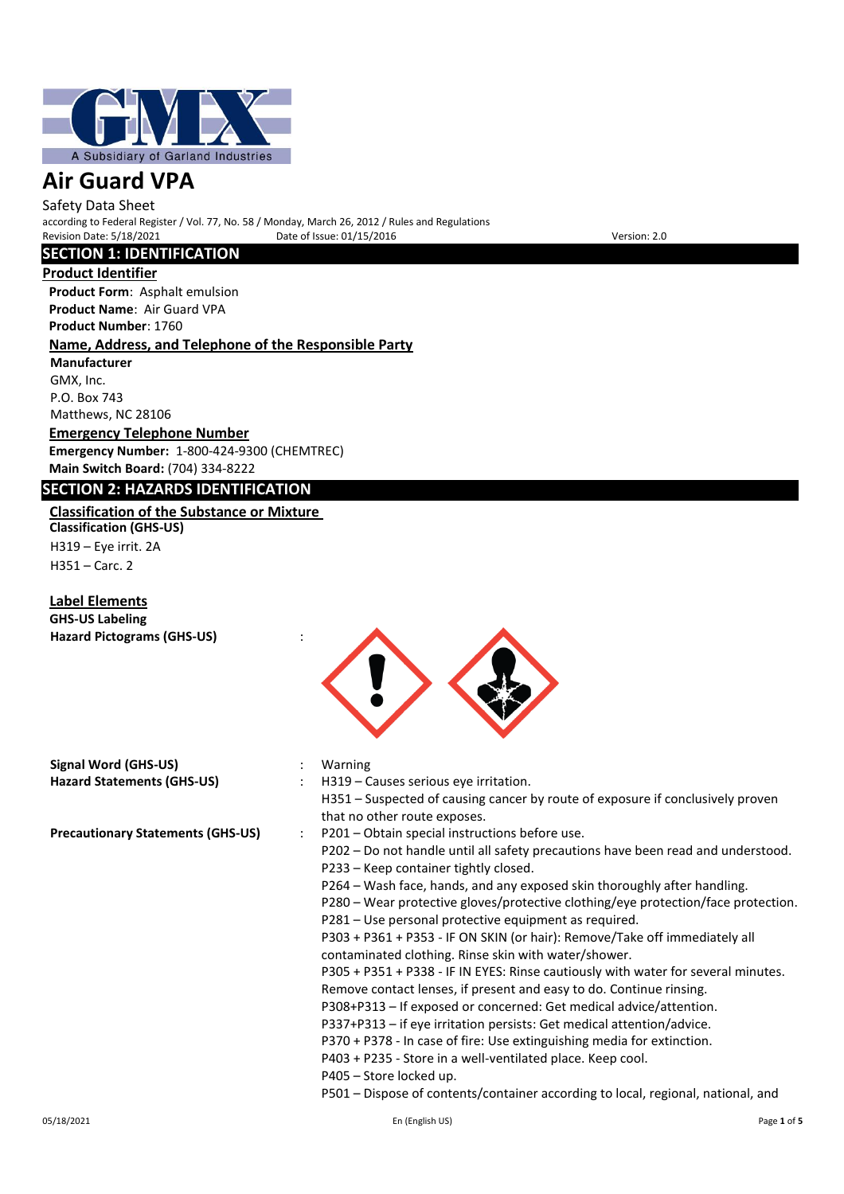# Air Guard VPA

Safety Data Sheet

according to Federal Register / Vol. 77, No. 58 / Monday, March 26, 2012 / Rules and Regulations

Revision Date: 5/18/2021 Date of Issue: 01/15/2016 Version: 2.0

## SECTION 1: IDENTIFICATION

### Product Identifier

**Product Form**: Asphalt emulsion

**Product Name**: Air Guard VPA

**Product Number**: 1760

### Name, Address, and Telephone of the Responsible Party

**Manufacturer**

GMX, Inc.
P.O. Box 743
Matthews, NC 28106

### Emergency Telephone Number

**Emergency Number:** 1-800-424-9300 (CHEMTREC)

**Main Switch Board:** (704) 334-8222

## SECTION 2: HAZARDS IDENTIFICATION

### Classification of the Substance or Mixture

**Classification (GHS-US)**

H319 – Eye irrit. 2A

H351 – Carc. 2

### Label Elements

**GHS-US Labeling**

**Hazard Pictograms (GHS-US)** :

**Signal Word (GHS-US)** : Warning

**Hazard Statements (GHS-US)** : H319 – Causes serious eye irritation.
H351 – Suspected of causing cancer by route of exposure if conclusively proven that no other route exposes.

**Precautionary Statements (GHS-US)** : P201 – Obtain special instructions before use.
P202 – Do not handle until all safety precautions have been read and understood.
P233 – Keep container tightly closed.
P264 – Wash face, hands, and any exposed skin thoroughly after handling.
P280 – Wear protective gloves/protective clothing/eye protection/face protection.
P281 – Use personal protective equipment as required.
P303 + P361 + P353 - IF ON SKIN (or hair): Remove/Take off immediately all contaminated clothing. Rinse skin with water/shower.
P305 + P351 + P338 - IF IN EYES: Rinse cautiously with water for several minutes. Remove contact lenses, if present and easy to do. Continue rinsing.
P308+P313 – If exposed or concerned: Get medical advice/attention.
P337+P313 – if eye irritation persists: Get medical attention/advice.
P370 + P378 - In case of fire: Use extinguishing media for extinction.
P403 + P235 - Store in a well-ventilated place. Keep cool.
P405 – Store locked up.
P501 – Dispose of contents/container according to local, regional, national, and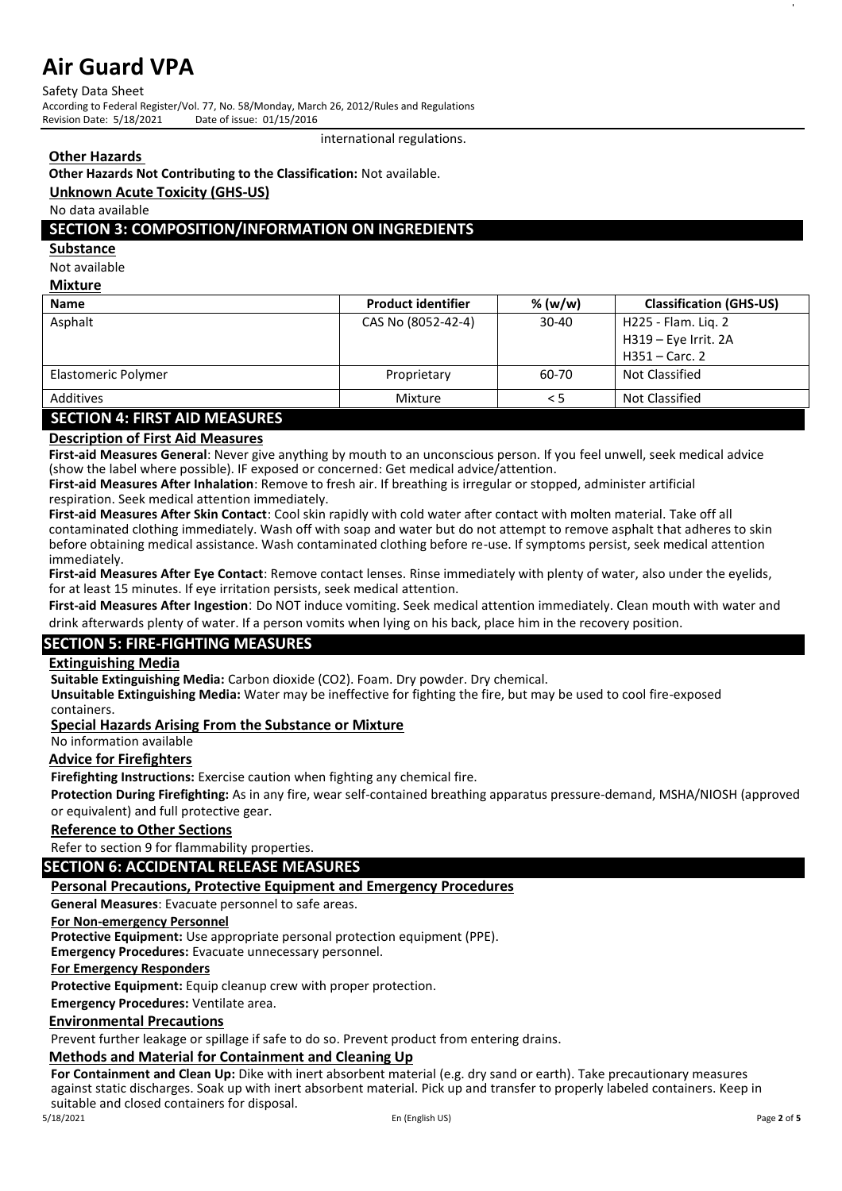international regulations.

**Other Hazards**

**Other Hazards Not Contributing to the Classification:** Not available.

**Unknown Acute Toxicity (GHS-US)**

No data available

## SECTION 3: COMPOSITION/INFORMATION ON INGREDIENTS

**Substance**

Not available

**Mixture**

| Name | Product identifier | % (w/w) | Classification (GHS-US) |
|---|---|---|---|
| Asphalt | CAS No (8052-42-4) | 30-40 | H225 - Flam. Liq. 2<br>H319 – Eye Irrit. 2A<br>H351 – Carc. 2 |
| Elastomeric Polymer | Proprietary | 60-70 | Not Classified |
| Additives | Mixture | < 5 | Not Classified |

## SECTION 4: FIRST AID MEASURES

**Description of First Aid Measures**

**First-aid Measures General**: Never give anything by mouth to an unconscious person. If you feel unwell, seek medical advice (show the label where possible). IF exposed or concerned: Get medical advice/attention.

**First-aid Measures After Inhalation**: Remove to fresh air. If breathing is irregular or stopped, administer artificial respiration. Seek medical attention immediately.

**First-aid Measures After Skin Contact**: Cool skin rapidly with cold water after contact with molten material. Take off all contaminated clothing immediately. Wash off with soap and water but do not attempt to remove asphalt that adheres to skin before obtaining medical assistance. Wash contaminated clothing before re-use. If symptoms persist, seek medical attention immediately.

**First-aid Measures After Eye Contact**: Remove contact lenses. Rinse immediately with plenty of water, also under the eyelids, for at least 15 minutes. If eye irritation persists, seek medical attention.

**First-aid Measures After Ingestion**: Do NOT induce vomiting. Seek medical attention immediately. Clean mouth with water and drink afterwards plenty of water. If a person vomits when lying on his back, place him in the recovery position.

## SECTION 5: FIRE-FIGHTING MEASURES

**Extinguishing Media**

**Suitable Extinguishing Media:** Carbon dioxide (CO2). Foam. Dry powder. Dry chemical.

**Unsuitable Extinguishing Media:** Water may be ineffective for fighting the fire, but may be used to cool fire-exposed containers.

**Special Hazards Arising From the Substance or Mixture**

No information available

**Advice for Firefighters**

**Firefighting Instructions:** Exercise caution when fighting any chemical fire.

**Protection During Firefighting:** As in any fire, wear self-contained breathing apparatus pressure-demand, MSHA/NIOSH (approved or equivalent) and full protective gear.

**Reference to Other Sections**

Refer to section 9 for flammability properties.

## SECTION 6: ACCIDENTAL RELEASE MEASURES

**Personal Precautions, Protective Equipment and Emergency Procedures**

**General Measures**: Evacuate personnel to safe areas.

**For Non-emergency Personnel**

**Protective Equipment:** Use appropriate personal protection equipment (PPE).

**Emergency Procedures:** Evacuate unnecessary personnel.

**For Emergency Responders**

**Protective Equipment:** Equip cleanup crew with proper protection.

**Emergency Procedures:** Ventilate area.

**Environmental Precautions**

Prevent further leakage or spillage if safe to do so. Prevent product from entering drains.

**Methods and Material for Containment and Cleaning Up**

**For Containment and Clean Up:** Dike with inert absorbent material (e.g. dry sand or earth). Take precautionary measures against static discharges. Soak up with inert absorbent material. Pick up and transfer to properly labeled containers. Keep in suitable and closed containers for disposal.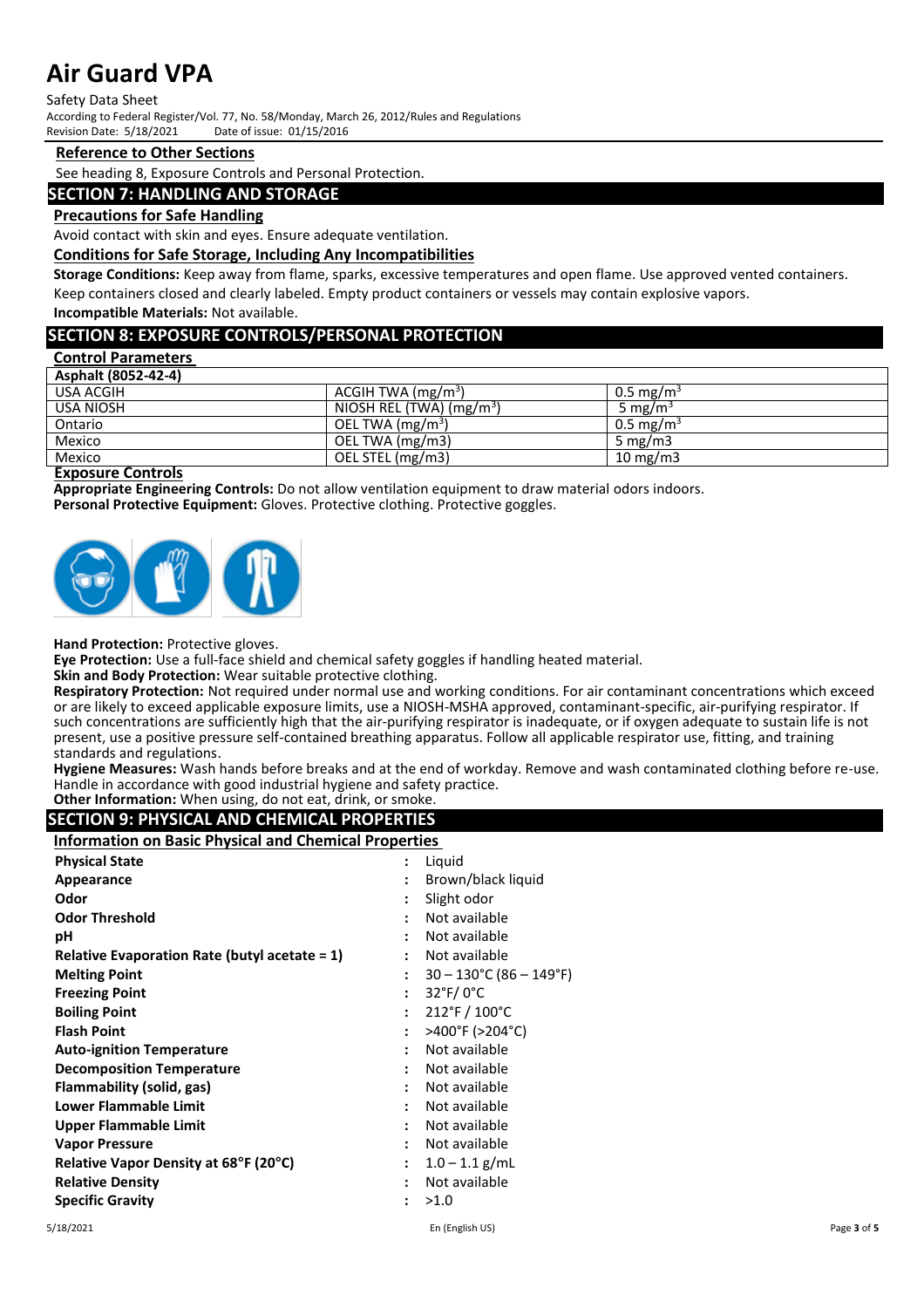### Reference to Other Sections

See heading 8, Exposure Controls and Personal Protection.

## SECTION 7: HANDLING AND STORAGE

### Precautions for Safe Handling

Avoid contact with skin and eyes. Ensure adequate ventilation.

### Conditions for Safe Storage, Including Any Incompatibilities

**Storage Conditions:** Keep away from flame, sparks, excessive temperatures and open flame. Use approved vented containers. Keep containers closed and clearly labeled. Empty product containers or vessels may contain explosive vapors.

**Incompatible Materials:** Not available.

## SECTION 8: EXPOSURE CONTROLS/PERSONAL PROTECTION

### Control Parameters

| Asphalt (8052-42-4) | | |
|---|---|---|
| USA ACGIH | ACGIH TWA ($mg/m^3$) | 0.5 $mg/m^3$ |
| USA NIOSH | NIOSH REL (TWA) ($mg/m^3$) | 5 $mg/m^3$ |
| Ontario | OEL TWA ($mg/m^3$) | 0.5 $mg/m^3$ |
| Mexico | OEL TWA (mg/m3) | 5 mg/m3 |
| Mexico | OEL STEL (mg/m3) | 10 mg/m3 |

### Exposure Controls

**Appropriate Engineering Controls:** Do not allow ventilation equipment to draw material odors indoors.

**Personal Protective Equipment:** Gloves. Protective clothing. Protective goggles.

**Hand Protection:** Protective gloves.

**Eye Protection:** Use a full-face shield and chemical safety goggles if handling heated material.

**Skin and Body Protection:** Wear suitable protective clothing.

**Respiratory Protection:** Not required under normal use and working conditions. For air contaminant concentrations which exceed or are likely to exceed applicable exposure limits, use a NIOSH-MSHA approved, contaminant-specific, air-purifying respirator. If such concentrations are sufficiently high that the air-purifying respirator is inadequate, or if oxygen adequate to sustain life is not present, use a positive pressure self-contained breathing apparatus. Follow all applicable respirator use, fitting, and training standards and regulations.

**Hygiene Measures:** Wash hands before breaks and at the end of workday. Remove and wash contaminated clothing before re-use. Handle in accordance with good industrial hygiene and safety practice.

**Other Information:** When using, do not eat, drink, or smoke.

## SECTION 9: PHYSICAL AND CHEMICAL PROPERTIES

### Information on Basic Physical and Chemical Properties

| | | |
|---|---|---|
| **Physical State** | : | Liquid |
| **Appearance** | : | Brown/black liquid |
| **Odor** | : | Slight odor |
| **Odor Threshold** | : | Not available |
| **pH** | : | Not available |
| **Relative Evaporation Rate (butyl acetate = 1)** | : | Not available |
| **Melting Point** | : | 30 – 130°C (86 – 149°F) |
| **Freezing Point** | : | 32°F/ 0°C |
| **Boiling Point** | : | 212°F / 100°C |
| **Flash Point** | : | >400°F (>204°C) |
| **Auto-ignition Temperature** | : | Not available |
| **Decomposition Temperature** | : | Not available |
| **Flammability (solid, gas)** | : | Not available |
| **Lower Flammable Limit** | : | Not available |
| **Upper Flammable Limit** | : | Not available |
| **Vapor Pressure** | : | Not available |
| **Relative Vapor Density at 68°F (20°C)** | : | 1.0 – 1.1 g/mL |
| **Relative Density** | : | Not available |
| **Specific Gravity** | : | >1.0 |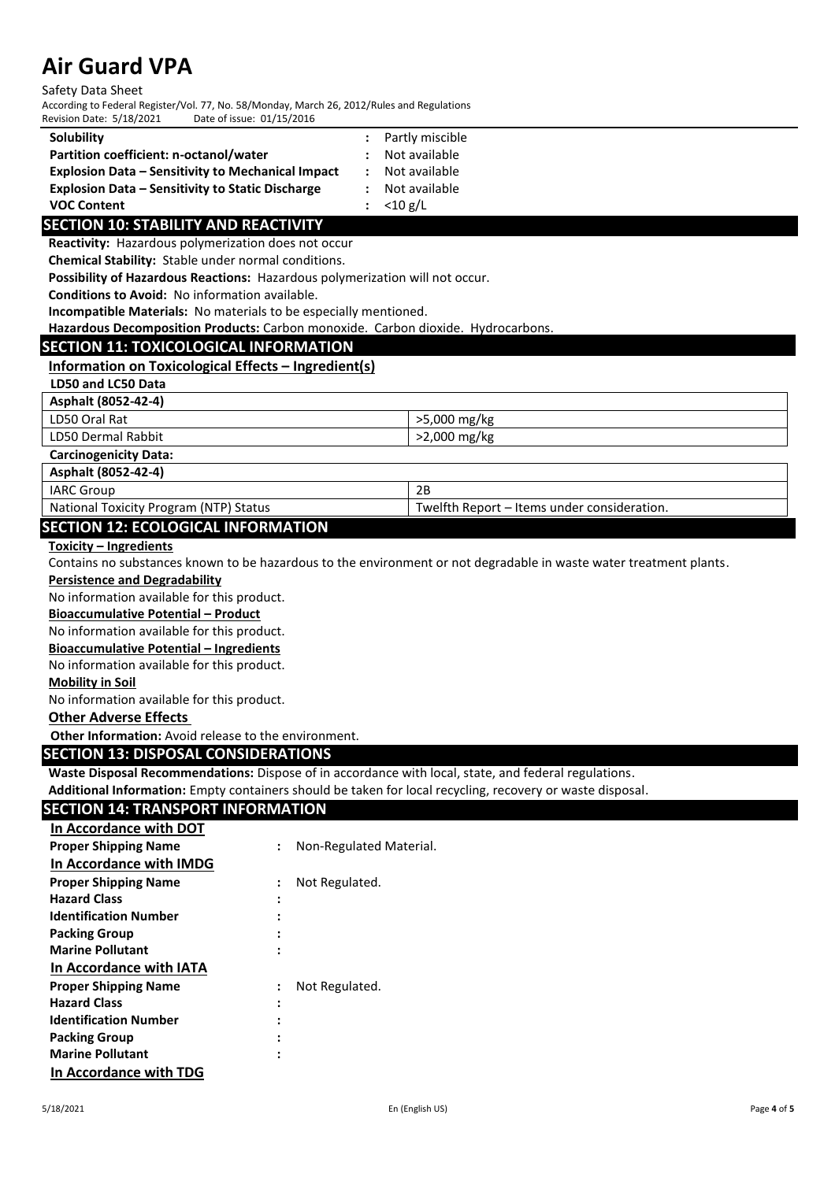| | | |
|---|---|---|
| **Solubility** | : | Partly miscible |
| **Partition coefficient: n-octanol/water** | : | Not available |
| **Explosion Data – Sensitivity to Mechanical Impact** | : | Not available |
| **Explosion Data – Sensitivity to Static Discharge** | : | Not available |
| **VOC Content** | : | <10 g/L |

## SECTION 10: STABILITY AND REACTIVITY

**Reactivity:** Hazardous polymerization does not occur

**Chemical Stability:** Stable under normal conditions.

**Possibility of Hazardous Reactions:** Hazardous polymerization will not occur.

**Conditions to Avoid:** No information available.

**Incompatible Materials:** No materials to be especially mentioned.

**Hazardous Decomposition Products:** Carbon monoxide. Carbon dioxide. Hydrocarbons.

## SECTION 11: TOXICOLOGICAL INFORMATION

**Information on Toxicological Effects – Ingredient(s)**

**LD50 and LC50 Data**

| Asphalt (8052-42-4) | |
|---|---|
| LD50 Oral Rat | >5,000 mg/kg |
| LD50 Dermal Rabbit | >2,000 mg/kg |

**Carcinogenicity Data:**

| Asphalt (8052-42-4) | |
|---|---|
| IARC Group | 2B |
| National Toxicity Program (NTP) Status | Twelfth Report – Items under consideration. |

## SECTION 12: ECOLOGICAL INFORMATION

**Toxicity – Ingredients**

Contains no substances known to be hazardous to the environment or not degradable in waste water treatment plants.

**Persistence and Degradability**

No information available for this product.

**Bioaccumulative Potential – Product**

No information available for this product.

**Bioaccumulative Potential – Ingredients**

No information available for this product.

**Mobility in Soil**

No information available for this product.

**Other Adverse Effects**

**Other Information:** Avoid release to the environment.

## SECTION 13: DISPOSAL CONSIDERATIONS

**Waste Disposal Recommendations:** Dispose of in accordance with local, state, and federal regulations.

**Additional Information:** Empty containers should be taken for local recycling, recovery or waste disposal.

## SECTION 14: TRANSPORT INFORMATION

**In Accordance with DOT**

| | | |
|---|---|---|
| **Proper Shipping Name** | : | Non-Regulated Material. |

**In Accordance with IMDG**

| | | |
|---|---|---|
| **Proper Shipping Name** | : | Not Regulated. |
| **Hazard Class** | : | |
| **Identification Number** | : | |
| **Packing Group** | : | |
| **Marine Pollutant** | : | |

**In Accordance with IATA**

| | | |
|---|---|---|
| **Proper Shipping Name** | : | Not Regulated. |
| **Hazard Class** | : | |
| **Identification Number** | : | |
| **Packing Group** | : | |
| **Marine Pollutant** | : | |

**In Accordance with TDG**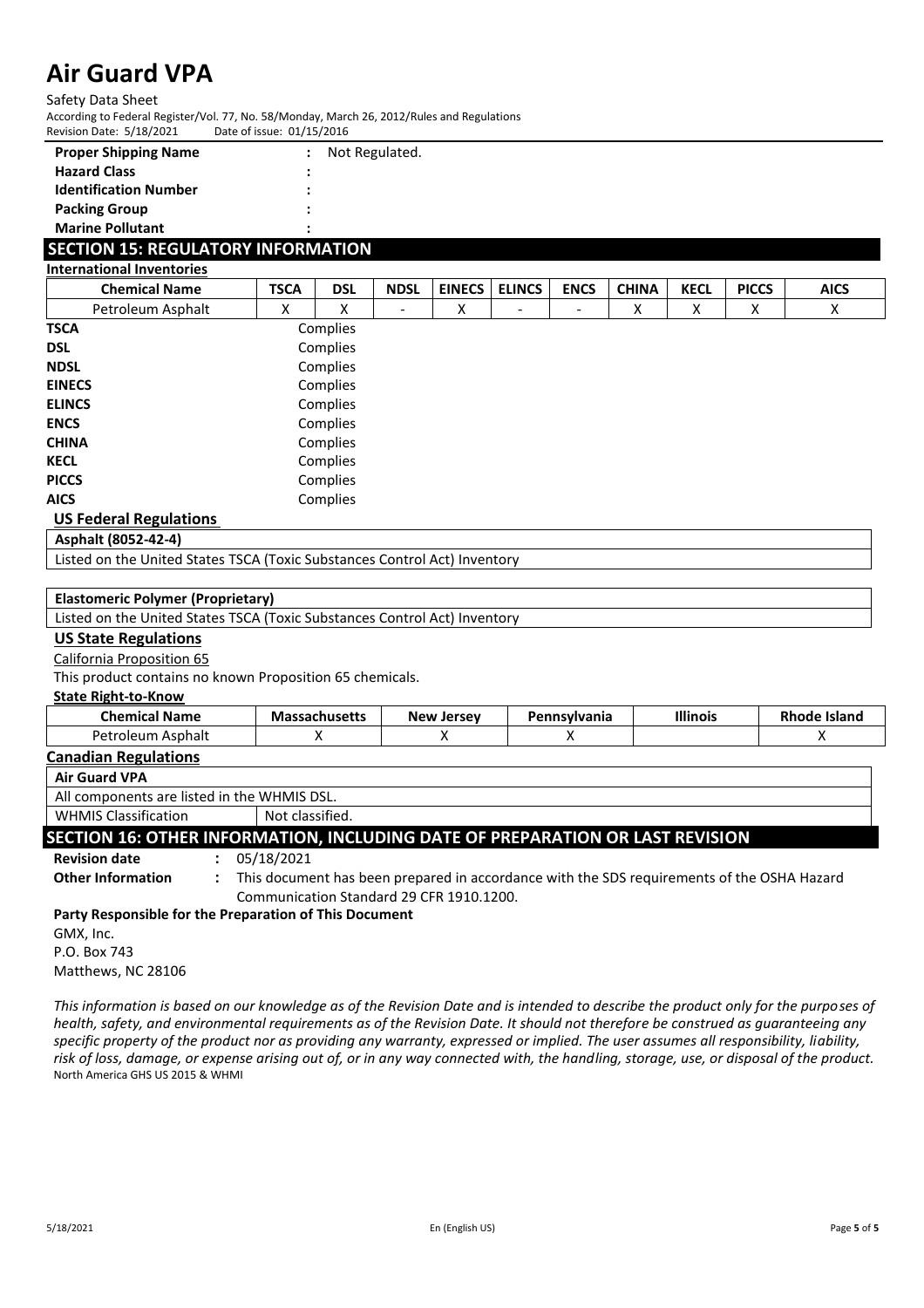| | | |
|---|---|---|
| **Proper Shipping Name** | : | Not Regulated. |
| **Hazard Class** | : | |
| **Identification Number** | : | |
| **Packing Group** | : | |
| **Marine Pollutant** | : | |

## SECTION 15: REGULATORY INFORMATION

**International Inventories**

| Chemical Name | TSCA | DSL | NDSL | EINECS | ELINCS | ENCS | CHINA | KECL | PICCS | AICS |
|---|---|---|---|---|---|---|---|---|---|---|
| Petroleum Asphalt | X | X | - | X | - | - | X | X | X | X |

| | |
|---|---|
| **TSCA** | Complies |
| **DSL** | Complies |
| **NDSL** | Complies |
| **EINECS** | Complies |
| **ELINCS** | Complies |
| **ENCS** | Complies |
| **CHINA** | Complies |
| **KECL** | Complies |
| **PICCS** | Complies |
| **AICS** | Complies |

### US Federal Regulations

**Asphalt (8052-42-4)**

Listed on the United States TSCA (Toxic Substances Control Act) Inventory

**Elastomeric Polymer (Proprietary)**

Listed on the United States TSCA (Toxic Substances Control Act) Inventory

### US State Regulations

California Proposition 65

This product contains no known Proposition 65 chemicals.

**State Right-to-Know**

| Chemical Name | Massachusetts | New Jersey | Pennsylvania | Illinois | Rhode Island |
|---|---|---|---|---|---|
| Petroleum Asphalt | X | X | X | | X |

### Canadian Regulations

**Air Guard VPA**

All components are listed in the WHMIS DSL.

| | |
|---|---|
| WHMIS Classification | Not classified. |

## SECTION 16: OTHER INFORMATION, INCLUDING DATE OF PREPARATION OR LAST REVISION

**Revision date** : 05/18/2021

**Other Information** : This document has been prepared in accordance with the SDS requirements of the OSHA Hazard Communication Standard 29 CFR 1910.1200.

**Party Responsible for the Preparation of This Document**

GMX, Inc.
P.O. Box 743
Matthews, NC 28106

*This information is based on our knowledge as of the Revision Date and is intended to describe the product only for the purposes of health, safety, and environmental requirements as of the Revision Date. It should not therefore be construed as guaranteeing any specific property of the product nor as providing any warranty, expressed or implied. The user assumes all responsibility, liability, risk of loss, damage, or expense arising out of, or in any way connected with, the handling, storage, use, or disposal of the product.*

North America GHS US 2015 & WHMI